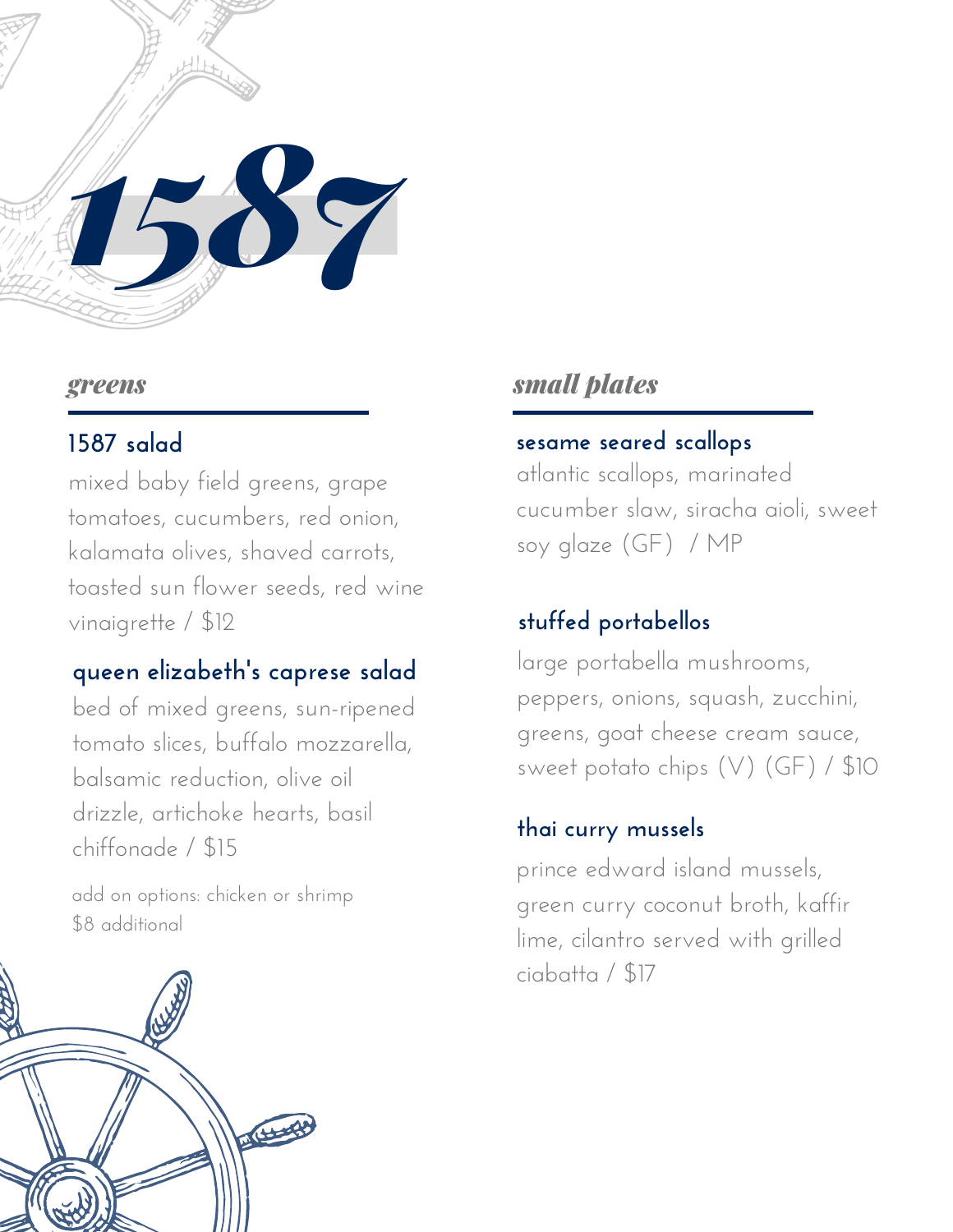# 1587

## *greens*

### 1587 salad

mixed baby field greens, grape tomatoes, cucumbers, red onion, kalamata olives, shaved carrots, toasted sun flower seeds, red wine vinaigrette / $12

### queen elizabeth's caprese salad

bed of mixed greens, sun-ripened tomato slices, buffalo mozzarella, balsamic reduction, olive oil drizzle, artichoke hearts, basil chiffonade / $15

add on options: chicken or shrimp $8 additional

## *small plates*

### sesame seared scallops

atlantic scallops, marinated cucumber slaw, siracha aioli, sweet soy glaze (GF) / MP

### stuffed portabellos

large portabella mushrooms, peppers, onions, squash, zucchini, greens, goat cheese cream sauce, sweet potato chips (V) (GF) / $10

### thai curry mussels

prince edward island mussels, green curry coconut broth, kaffir lime, cilantro served with grilled ciabatta / $17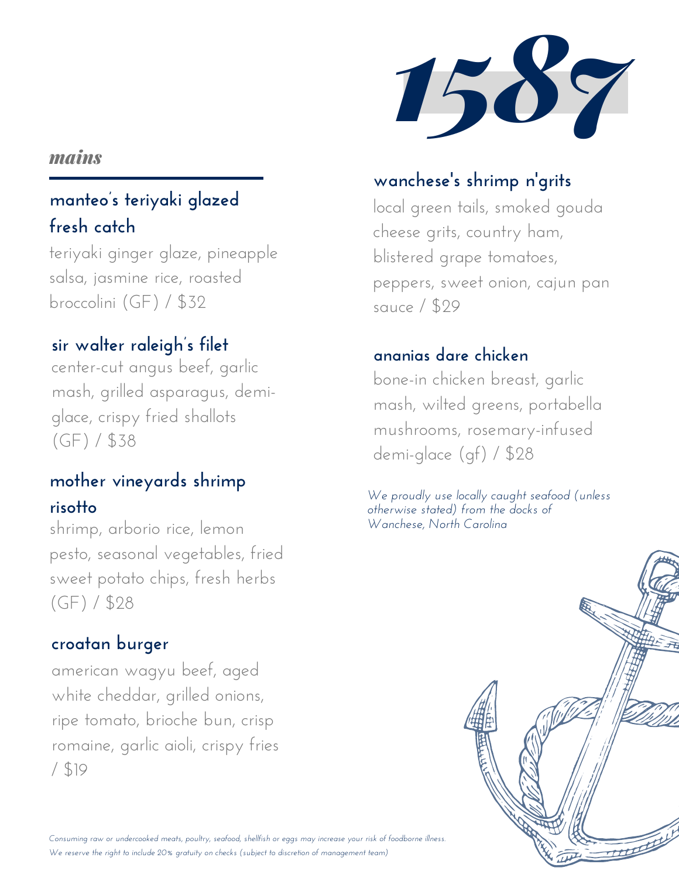# 1587

## mains

### manteo's teriyaki glazed fresh catch

teriyaki ginger glaze, pineapple salsa, jasmine rice, roasted broccolini (GF) / $32

### sir walter raleigh's filet

center-cut angus beef, garlic mash, grilled asparagus, demi-glace, crispy fried shallots (GF) / $38

### mother vineyards shrimp risotto

shrimp, arborio rice, lemon pesto, seasonal vegetables, fried sweet potato chips, fresh herbs (GF) / $28

### croatan burger

american wagyu beef, aged white cheddar, grilled onions, ripe tomato, brioche bun, crisp romaine, garlic aioli, crispy fries / $19

### wanchese's shrimp n'grits

local green tails, smoked gouda cheese grits, country ham, blistered grape tomatoes, peppers, sweet onion, cajun pan sauce / $29

### ananias dare chicken

bone-in chicken breast, garlic mash, wilted greens, portabella mushrooms, rosemary-infused demi-glace (gf) / $28

*We proudly use locally caught seafood (unless otherwise stated) from the docks of Wanchese, North Carolina*

*Consuming raw or undercooked meats, poultry, seafood, shellfish or eggs may increase your risk of foodborne illness.*
*We reserve the right to include 20% gratuity on checks (subject to discretion of management team)*